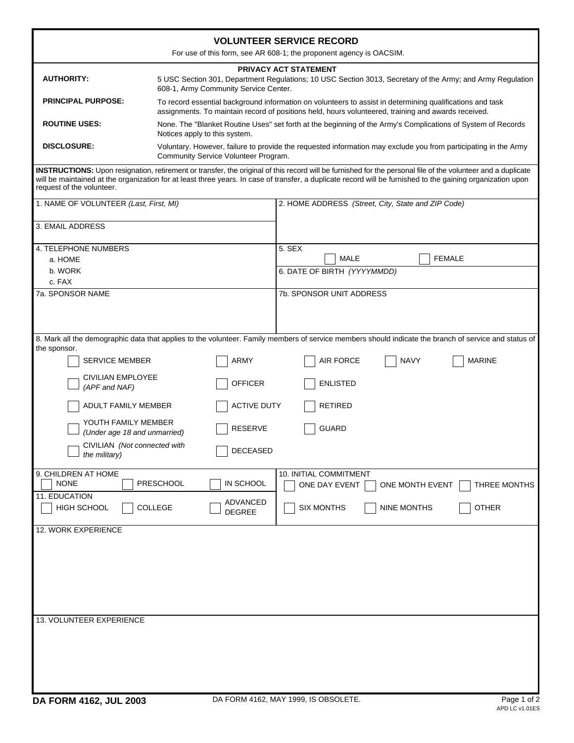# VOLUNTEER SERVICE RECORD

For use of this form, see AR 608-1; the proponent agency is OACSIM.

## PRIVACY ACT STATEMENT

**AUTHORITY:** 5 USC Section 301, Department Regulations; 10 USC Section 3013, Secretary of the Army; and Army Regulation 608-1, Army Community Service Center.

**PRINCIPAL PURPOSE:** To record essential background information on volunteers to assist in determining qualifications and task assignments. To maintain record of positions held, hours volunteered, training and awards received.

**ROUTINE USES:** None. The "Blanket Routine Uses" set forth at the beginning of the Army's Complications of System of Records Notices apply to this system.

**DISCLOSURE:** Voluntary. However, failure to provide the requested information may exclude you from participating in the Army Community Service Volunteer Program.

**INSTRUCTIONS:** Upon resignation, retirement or transfer, the original of this record will be furnished for the personal file of the volunteer and a duplicate will be maintained at the organization for at least three years. In case of transfer, a duplicate record will be furnished to the gaining organization upon request of the volunteer.

| 1. NAME OF VOLUNTEER *(Last, First, MI)* | 2. HOME ADDRESS *(Street, City, State and ZIP Code)* |
|---|---|
| 3. EMAIL ADDRESS | |
| 4. TELEPHONE NUMBERS<br>a. HOME<br>b. WORK<br>c. FAX | 5. SEX<br>☐ MALE ☐ FEMALE<br>6. DATE OF BIRTH *(YYYYMMDD)* |
| 7a. SPONSOR NAME | 7b. SPONSOR UNIT ADDRESS |

8. Mark all the demographic data that applies to the volunteer. Family members of service members should indicate the branch of service and status of the sponsor.

| | | | | |
|---|---|---|---|---|
| ☐ SERVICE MEMBER | ☐ ARMY | ☐ AIR FORCE | ☐ NAVY | ☐ MARINE |
| ☐ CIVILIAN EMPLOYEE *(APF and NAF)* | ☐ OFFICER | ☐ ENLISTED | | |
| ☐ ADULT FAMILY MEMBER | ☐ ACTIVE DUTY | ☐ RETIRED | | |
| ☐ YOUTH FAMILY MEMBER *(Under age 18 and unmarried)* | ☐ RESERVE | ☐ GUARD | | |
| ☐ CIVILIAN *(Not connected with the military)* | ☐ DECEASED | | | |

9. CHILDREN AT HOME
☐ NONE ☐ PRESCHOOL ☐ IN SCHOOL

10. INITIAL COMMITMENT
☐ ONE DAY EVENT ☐ ONE MONTH EVENT ☐ THREE MONTHS
☐ SIX MONTHS ☐ NINE MONTHS ☐ OTHER

11. EDUCATION
☐ HIGH SCHOOL ☐ COLLEGE ☐ ADVANCED DEGREE

12. WORK EXPERIENCE

13. VOLUNTEER EXPERIENCE

**DA FORM 4162, JUL 2003** DA FORM 4162, MAY 1999, IS OBSOLETE.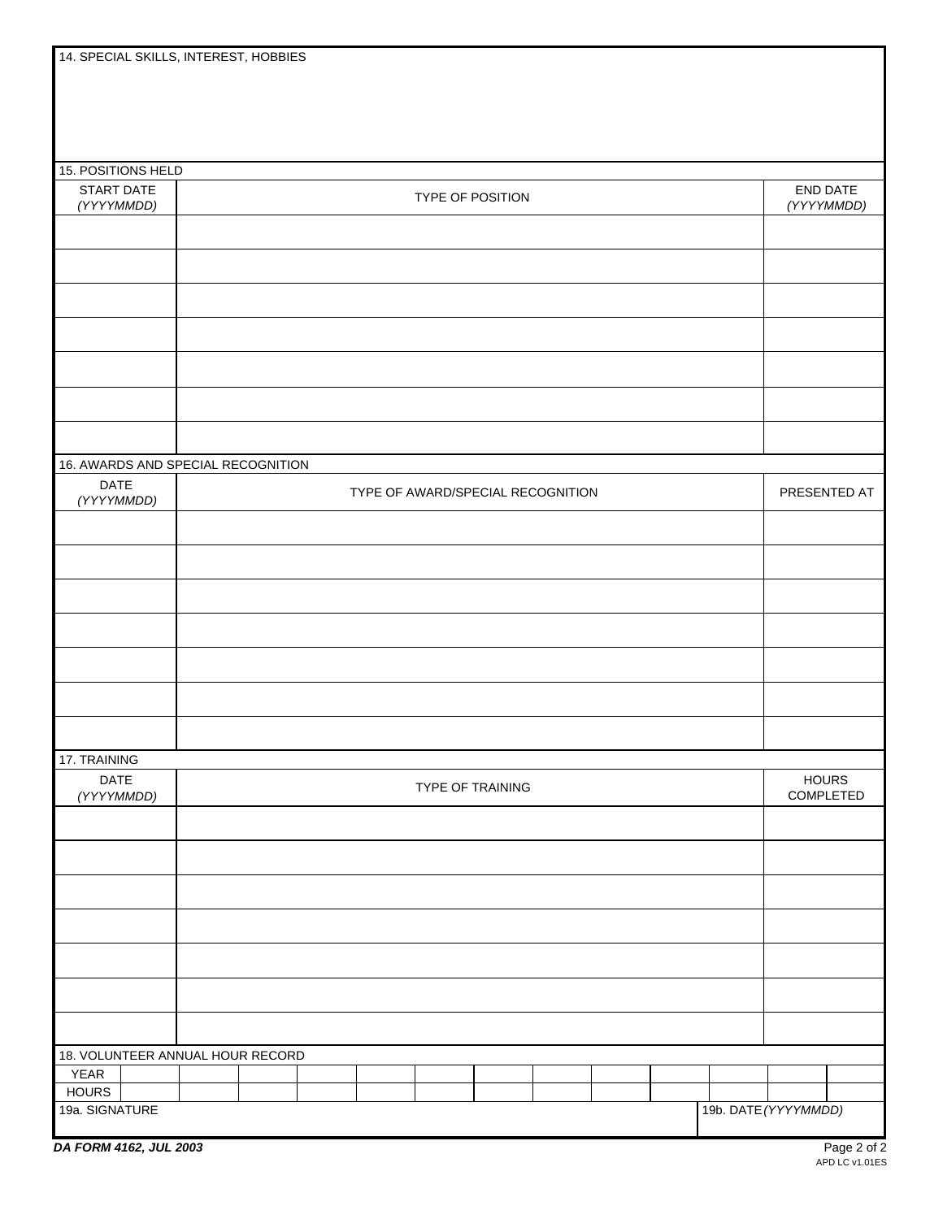14. SPECIAL SKILLS, INTEREST, HOBBIES

15. POSITIONS HELD

| START DATE *(YYYYMMDD)* | TYPE OF POSITION | END DATE *(YYYYMMDD)* |
| --- | --- | --- |
| | | |
| | | |
| | | |
| | | |
| | | |
| | | |
| | | |

16. AWARDS AND SPECIAL RECOGNITION

| DATE *(YYYYMMDD)* | TYPE OF AWARD/SPECIAL RECOGNITION | PRESENTED AT |
| --- | --- | --- |
| | | |
| | | |
| | | |
| | | |
| | | |
| | | |
| | | |

17. TRAINING

| DATE *(YYYYMMDD)* | TYPE OF TRAINING | HOURS COMPLETED |
| --- | --- | --- |
| | | |
| | | |
| | | |
| | | |
| | | |
| | | |
| | | |

18. VOLUNTEER ANNUAL HOUR RECORD

| YEAR | | | | | | | | | | | | | |
| --- | --- | --- | --- | --- | --- | --- | --- | --- | --- | --- | --- | --- | --- |
| HOURS | | | | | | | | | | | | | |

19a. SIGNATURE

19b. DATE *(YYYYMMDD)*

*DA FORM 4162, JUL 2003*

APD LC v1.01ES